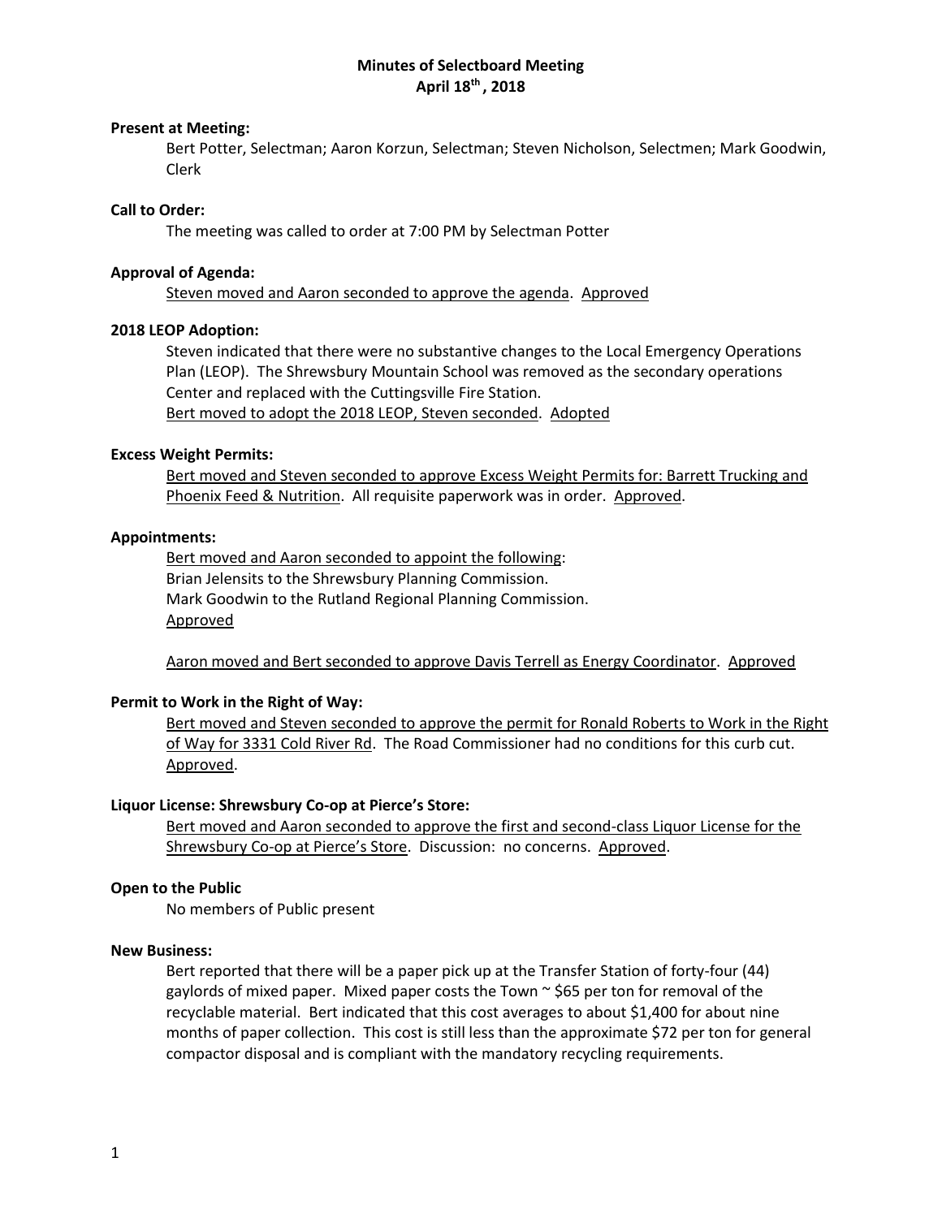# Minutes of Selectboard Meeting
## April 18th, 2018

**Present at Meeting:**

Bert Potter, Selectman; Aaron Korzun, Selectman; Steven Nicholson, Selectmen; Mark Goodwin, Clerk

**Call to Order:**

The meeting was called to order at 7:00 PM by Selectman Potter

**Approval of Agenda:**

<u>Steven moved and Aaron seconded to approve the agenda</u>. <u>Approved</u>

**2018 LEOP Adoption:**

Steven indicated that there were no substantive changes to the Local Emergency Operations Plan (LEOP). The Shrewsbury Mountain School was removed as the secondary operations Center and replaced with the Cuttingsville Fire Station.
<u>Bert moved to adopt the 2018 LEOP, Steven seconded</u>. <u>Adopted</u>

**Excess Weight Permits:**

<u>Bert moved and Steven seconded to approve Excess Weight Permits for: Barrett Trucking and Phoenix Feed & Nutrition</u>. All requisite paperwork was in order. <u>Approved</u>.

**Appointments:**

<u>Bert moved and Aaron seconded to appoint the following</u>:
Brian Jelensits to the Shrewsbury Planning Commission.
Mark Goodwin to the Rutland Regional Planning Commission.
<u>Approved</u>

<u>Aaron moved and Bert seconded to approve Davis Terrell as Energy Coordinator</u>. <u>Approved</u>

**Permit to Work in the Right of Way:**

<u>Bert moved and Steven seconded to approve the permit for Ronald Roberts to Work in the Right of Way for 3331 Cold River Rd</u>. The Road Commissioner had no conditions for this curb cut. <u>Approved</u>.

**Liquor License: Shrewsbury Co-op at Pierce's Store:**

<u>Bert moved and Aaron seconded to approve the first and second-class Liquor License for the Shrewsbury Co-op at Pierce's Store</u>. Discussion: no concerns. <u>Approved</u>.

**Open to the Public**

No members of Public present

**New Business:**

Bert reported that there will be a paper pick up at the Transfer Station of forty-four (44) gaylords of mixed paper. Mixed paper costs the Town ~ $65 per ton for removal of the recyclable material. Bert indicated that this cost averages to about $1,400 for about nine months of paper collection. This cost is still less than the approximate $72 per ton for general compactor disposal and is compliant with the mandatory recycling requirements.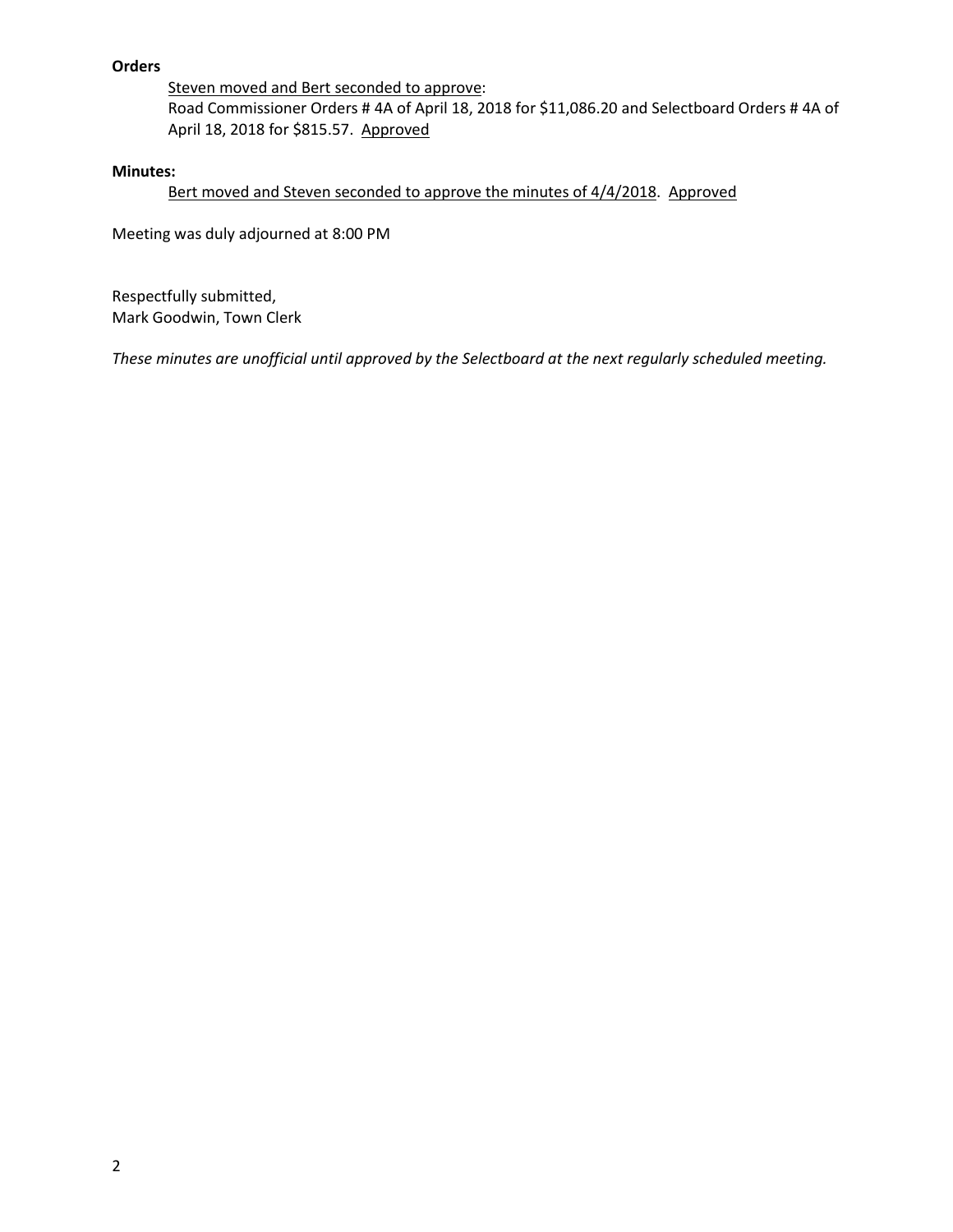**Orders**

<u>Steven moved and Bert seconded to approve</u>:
Road Commissioner Orders # 4A of April 18, 2018 for $11,086.20 and Selectboard Orders # 4A of April 18, 2018 for $815.57. <u>Approved</u>

**Minutes:**

<u>Bert moved and Steven seconded to approve the minutes of 4/4/2018</u>. <u>Approved</u>

Meeting was duly adjourned at 8:00 PM

Respectfully submitted,
Mark Goodwin, Town Clerk

*These minutes are unofficial until approved by the Selectboard at the next regularly scheduled meeting.*